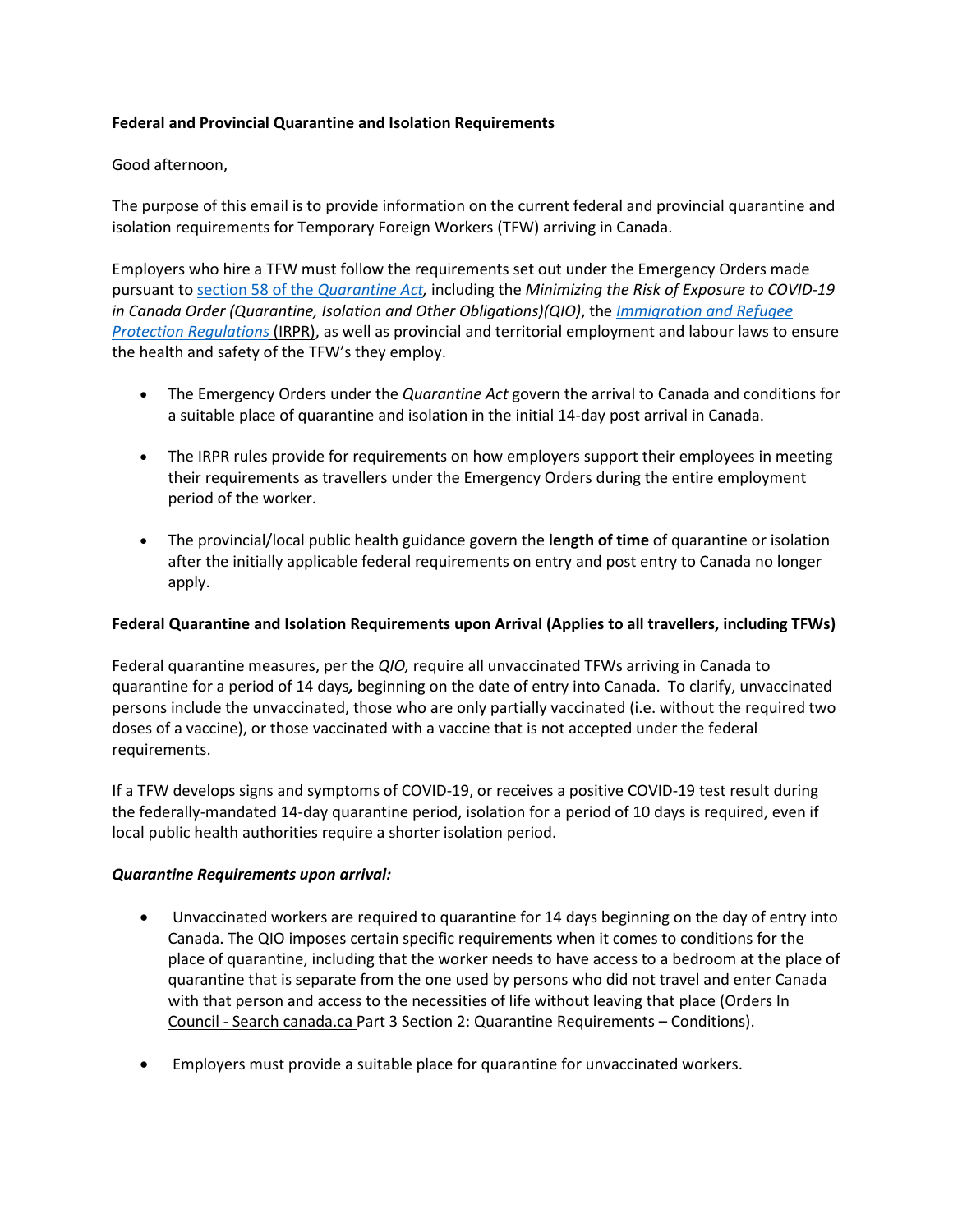**Federal and Provincial Quarantine and Isolation Requirements**

Good afternoon,

The purpose of this email is to provide information on the current federal and provincial quarantine and isolation requirements for Temporary Foreign Workers (TFW) arriving in Canada.

Employers who hire a TFW must follow the requirements set out under the Emergency Orders made pursuant to [section 58 of the *Quarantine Act*](), including the *Minimizing the Risk of Exposure to COVID-19 in Canada Order (Quarantine, Isolation and Other Obligations)(QIO)*, the [*Immigration and Refugee Protection Regulations*]() (IRPR), as well as provincial and territorial employment and labour laws to ensure the health and safety of the TFW's they employ.

- The Emergency Orders under the *Quarantine Act* govern the arrival to Canada and conditions for a suitable place of quarantine and isolation in the initial 14-day post arrival in Canada.

- The IRPR rules provide for requirements on how employers support their employees in meeting their requirements as travellers under the Emergency Orders during the entire employment period of the worker.

- The provincial/local public health guidance govern the **length of time** of quarantine or isolation after the initially applicable federal requirements on entry and post entry to Canada no longer apply.

**Federal Quarantine and Isolation Requirements upon Arrival (Applies to all travellers, including TFWs)**

Federal quarantine measures, per the *QIO,* require all unvaccinated TFWs arriving in Canada to quarantine for a period of 14 days***,*** beginning on the date of entry into Canada. To clarify, unvaccinated persons include the unvaccinated, those who are only partially vaccinated (i.e. without the required two doses of a vaccine), or those vaccinated with a vaccine that is not accepted under the federal requirements.

If a TFW develops signs and symptoms of COVID-19, or receives a positive COVID-19 test result during the federally-mandated 14-day quarantine period, isolation for a period of 10 days is required, even if local public health authorities require a shorter isolation period.

***Quarantine Requirements upon arrival:***

- Unvaccinated workers are required to quarantine for 14 days beginning on the day of entry into Canada. The QIO imposes certain specific requirements when it comes to conditions for the place of quarantine, including that the worker needs to have access to a bedroom at the place of quarantine that is separate from the one used by persons who did not travel and enter Canada with that person and access to the necessities of life without leaving that place (Orders In Council - Search canada.ca Part 3 Section 2: Quarantine Requirements – Conditions).

- Employers must provide a suitable place for quarantine for unvaccinated workers.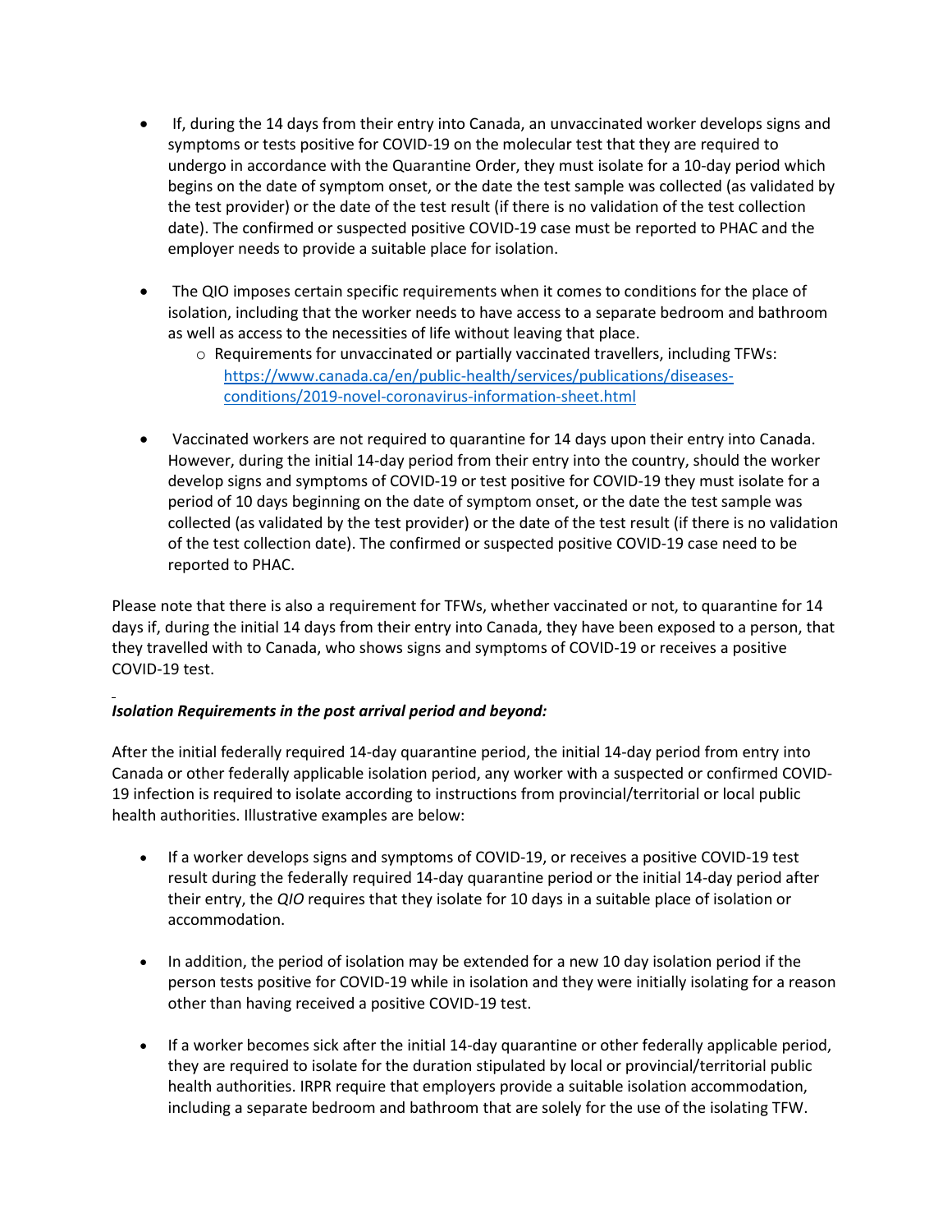- If, during the 14 days from their entry into Canada, an unvaccinated worker develops signs and symptoms or tests positive for COVID-19 on the molecular test that they are required to undergo in accordance with the Quarantine Order, they must isolate for a 10-day period which begins on the date of symptom onset, or the date the test sample was collected (as validated by the test provider) or the date of the test result (if there is no validation of the test collection date). The confirmed or suspected positive COVID-19 case must be reported to PHAC and the employer needs to provide a suitable place for isolation.

- The QIO imposes certain specific requirements when it comes to conditions for the place of isolation, including that the worker needs to have access to a separate bedroom and bathroom as well as access to the necessities of life without leaving that place.
  - Requirements for unvaccinated or partially vaccinated travellers, including TFWs: [https://www.canada.ca/en/public-health/services/publications/diseases-conditions/2019-novel-coronavirus-information-sheet.html](https://www.canada.ca/en/public-health/services/publications/diseases-conditions/2019-novel-coronavirus-information-sheet.html)

- Vaccinated workers are not required to quarantine for 14 days upon their entry into Canada. However, during the initial 14-day period from their entry into the country, should the worker develop signs and symptoms of COVID-19 or test positive for COVID-19 they must isolate for a period of 10 days beginning on the date of symptom onset, or the date the test sample was collected (as validated by the test provider) or the date of the test result (if there is no validation of the test collection date). The confirmed or suspected positive COVID-19 case need to be reported to PHAC.

Please note that there is also a requirement for TFWs, whether vaccinated or not, to quarantine for 14 days if, during the initial 14 days from their entry into Canada, they have been exposed to a person, that they travelled with to Canada, who shows signs and symptoms of COVID-19 or receives a positive COVID-19 test.

***Isolation Requirements in the post arrival period and beyond:***

After the initial federally required 14-day quarantine period, the initial 14-day period from entry into Canada or other federally applicable isolation period, any worker with a suspected or confirmed COVID-19 infection is required to isolate according to instructions from provincial/territorial or local public health authorities. Illustrative examples are below:

- If a worker develops signs and symptoms of COVID-19, or receives a positive COVID-19 test result during the federally required 14-day quarantine period or the initial 14-day period after their entry, the *QIO* requires that they isolate for 10 days in a suitable place of isolation or accommodation.

- In addition, the period of isolation may be extended for a new 10 day isolation period if the person tests positive for COVID-19 while in isolation and they were initially isolating for a reason other than having received a positive COVID-19 test.

- If a worker becomes sick after the initial 14-day quarantine or other federally applicable period, they are required to isolate for the duration stipulated by local or provincial/territorial public health authorities. IRPR require that employers provide a suitable isolation accommodation, including a separate bedroom and bathroom that are solely for the use of the isolating TFW.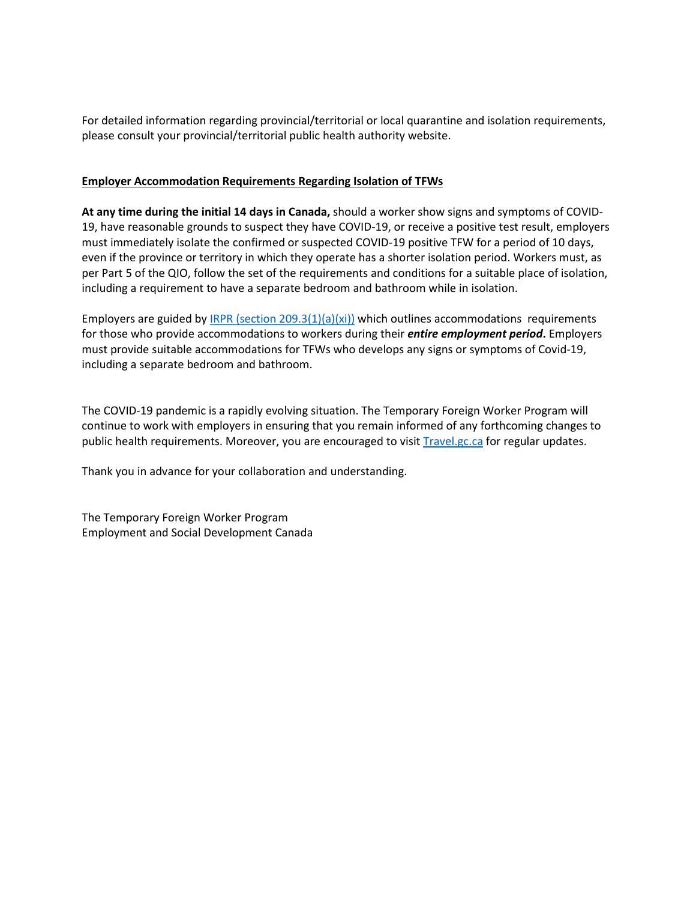For detailed information regarding provincial/territorial or local quarantine and isolation requirements, please consult your provincial/territorial public health authority website.

**Employer Accommodation Requirements Regarding Isolation of TFWs**

**At any time during the initial 14 days in Canada,** should a worker show signs and symptoms of COVID-19, have reasonable grounds to suspect they have COVID-19, or receive a positive test result, employers must immediately isolate the confirmed or suspected COVID-19 positive TFW for a period of 10 days, even if the province or territory in which they operate has a shorter isolation period. Workers must, as per Part 5 of the QIO, follow the set of the requirements and conditions for a suitable place of isolation, including a requirement to have a separate bedroom and bathroom while in isolation.

Employers are guided by IRPR (section 209.3(1)(a)(xi)) which outlines accommodations requirements for those who provide accommodations to workers during their ***entire employment period*****.** Employers must provide suitable accommodations for TFWs who develops any signs or symptoms of Covid-19, including a separate bedroom and bathroom.

The COVID-19 pandemic is a rapidly evolving situation. The Temporary Foreign Worker Program will continue to work with employers in ensuring that you remain informed of any forthcoming changes to public health requirements. Moreover, you are encouraged to visit Travel.gc.ca for regular updates.

Thank you in advance for your collaboration and understanding.

The Temporary Foreign Worker Program
Employment and Social Development Canada